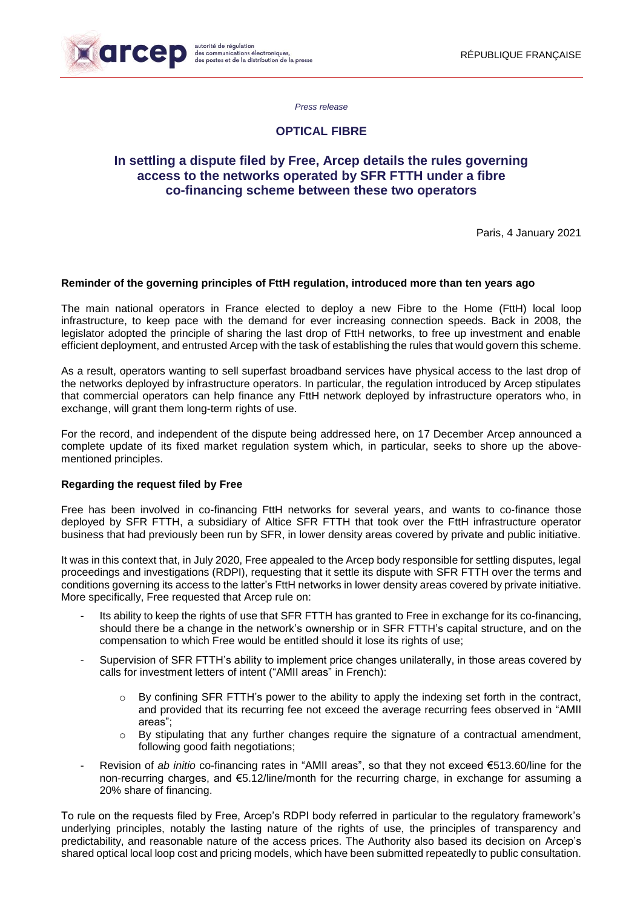*Press release*

# OPTICAL FIBRE

## In settling a dispute filed by Free, Arcep details the rules governing access to the networks operated by SFR FTTH under a fibre co-financing scheme between these two operators

Paris, 4 January 2021

### Reminder of the governing principles of FttH regulation, introduced more than ten years ago

The main national operators in France elected to deploy a new Fibre to the Home (FttH) local loop infrastructure, to keep pace with the demand for ever increasing connection speeds. Back in 2008, the legislator adopted the principle of sharing the last drop of FttH networks, to free up investment and enable efficient deployment, and entrusted Arcep with the task of establishing the rules that would govern this scheme.

As a result, operators wanting to sell superfast broadband services have physical access to the last drop of the networks deployed by infrastructure operators. In particular, the regulation introduced by Arcep stipulates that commercial operators can help finance any FttH network deployed by infrastructure operators who, in exchange, will grant them long-term rights of use.

For the record, and independent of the dispute being addressed here, on 17 December Arcep announced a complete update of its fixed market regulation system which, in particular, seeks to shore up the above-mentioned principles.

### Regarding the request filed by Free

Free has been involved in co-financing FttH networks for several years, and wants to co-finance those deployed by SFR FTTH, a subsidiary of Altice SFR FTTH that took over the FttH infrastructure operator business that had previously been run by SFR, in lower density areas covered by private and public initiative.

It was in this context that, in July 2020, Free appealed to the Arcep body responsible for settling disputes, legal proceedings and investigations (RDPI), requesting that it settle its dispute with SFR FTTH over the terms and conditions governing its access to the latter's FttH networks in lower density areas covered by private initiative. More specifically, Free requested that Arcep rule on:

- Its ability to keep the rights of use that SFR FTTH has granted to Free in exchange for its co-financing, should there be a change in the network's ownership or in SFR FTTH's capital structure, and on the compensation to which Free would be entitled should it lose its rights of use;
- Supervision of SFR FTTH's ability to implement price changes unilaterally, in those areas covered by calls for investment letters of intent ("AMII areas" in French):
  - By confining SFR FTTH's power to the ability to apply the indexing set forth in the contract, and provided that its recurring fee not exceed the average recurring fees observed in "AMII areas";
  - By stipulating that any further changes require the signature of a contractual amendment, following good faith negotiations;
- Revision of *ab initio* co-financing rates in "AMII areas", so that they not exceed €513.60/line for the non-recurring charges, and €5.12/line/month for the recurring charge, in exchange for assuming a 20% share of financing.

To rule on the requests filed by Free, Arcep's RDPI body referred in particular to the regulatory framework's underlying principles, notably the lasting nature of the rights of use, the principles of transparency and predictability, and reasonable nature of the access prices. The Authority also based its decision on Arcep's shared optical local loop cost and pricing models, which have been submitted repeatedly to public consultation.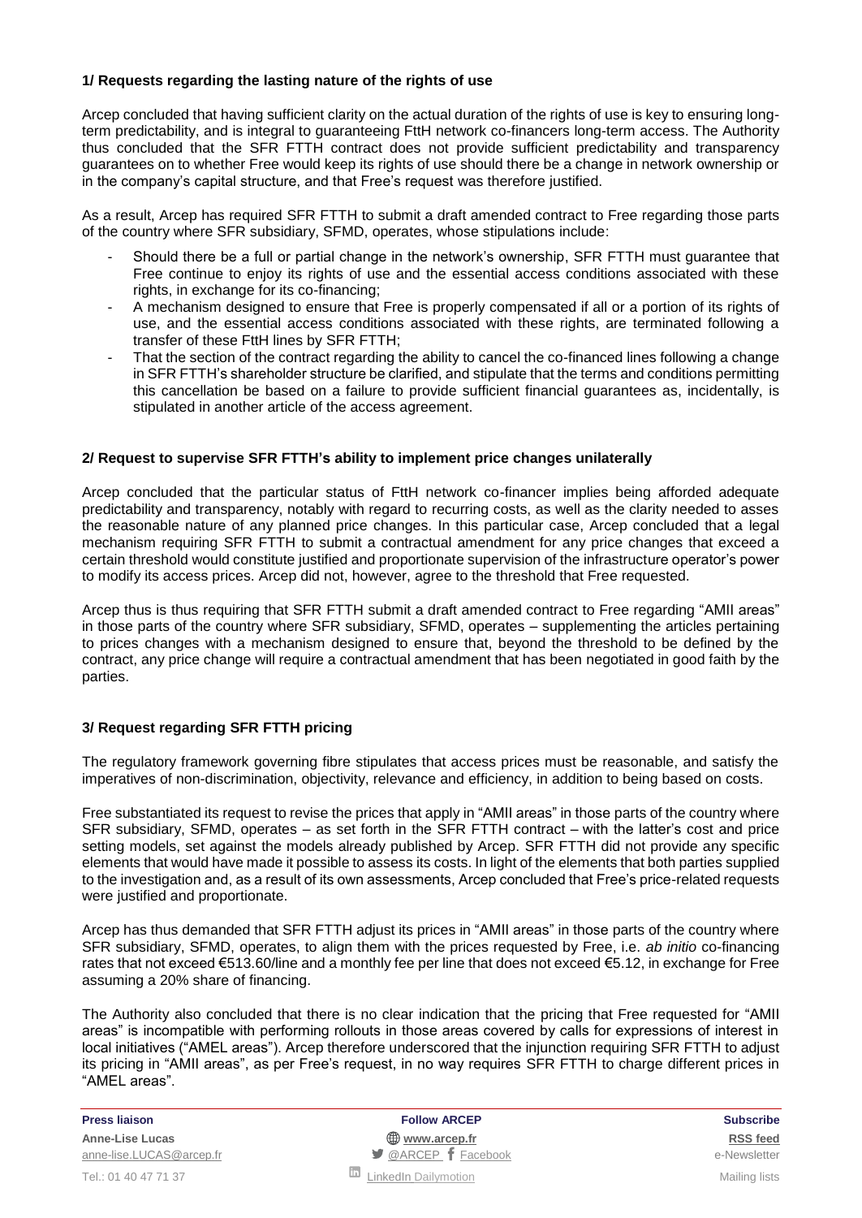### 1/ Requests regarding the lasting nature of the rights of use

Arcep concluded that having sufficient clarity on the actual duration of the rights of use is key to ensuring long-term predictability, and is integral to guaranteeing FttH network co-financers long-term access. The Authority thus concluded that the SFR FTTH contract does not provide sufficient predictability and transparency guarantees on to whether Free would keep its rights of use should there be a change in network ownership or in the company's capital structure, and that Free's request was therefore justified.

As a result, Arcep has required SFR FTTH to submit a draft amended contract to Free regarding those parts of the country where SFR subsidiary, SFMD, operates, whose stipulations include:

- Should there be a full or partial change in the network's ownership, SFR FTTH must guarantee that Free continue to enjoy its rights of use and the essential access conditions associated with these rights, in exchange for its co-financing;
- A mechanism designed to ensure that Free is properly compensated if all or a portion of its rights of use, and the essential access conditions associated with these rights, are terminated following a transfer of these FttH lines by SFR FTTH;
- That the section of the contract regarding the ability to cancel the co-financed lines following a change in SFR FTTH's shareholder structure be clarified, and stipulate that the terms and conditions permitting this cancellation be based on a failure to provide sufficient financial guarantees as, incidentally, is stipulated in another article of the access agreement.

### 2/ Request to supervise SFR FTTH's ability to implement price changes unilaterally

Arcep concluded that the particular status of FttH network co-financer implies being afforded adequate predictability and transparency, notably with regard to recurring costs, as well as the clarity needed to asses the reasonable nature of any planned price changes. In this particular case, Arcep concluded that a legal mechanism requiring SFR FTTH to submit a contractual amendment for any price changes that exceed a certain threshold would constitute justified and proportionate supervision of the infrastructure operator's power to modify its access prices. Arcep did not, however, agree to the threshold that Free requested.

Arcep thus is thus requiring that SFR FTTH submit a draft amended contract to Free regarding "AMII areas" in those parts of the country where SFR subsidiary, SFMD, operates – supplementing the articles pertaining to prices changes with a mechanism designed to ensure that, beyond the threshold to be defined by the contract, any price change will require a contractual amendment that has been negotiated in good faith by the parties.

### 3/ Request regarding SFR FTTH pricing

The regulatory framework governing fibre stipulates that access prices must be reasonable, and satisfy the imperatives of non-discrimination, objectivity, relevance and efficiency, in addition to being based on costs.

Free substantiated its request to revise the prices that apply in "AMII areas" in those parts of the country where SFR subsidiary, SFMD, operates – as set forth in the SFR FTTH contract – with the latter's cost and price setting models, set against the models already published by Arcep. SFR FTTH did not provide any specific elements that would have made it possible to assess its costs. In light of the elements that both parties supplied to the investigation and, as a result of its own assessments, Arcep concluded that Free's price-related requests were justified and proportionate.

Arcep has thus demanded that SFR FTTH adjust its prices in "AMII areas" in those parts of the country where SFR subsidiary, SFMD, operates, to align them with the prices requested by Free, i.e. *ab initio* co-financing rates that not exceed €513.60/line and a monthly fee per line that does not exceed €5.12, in exchange for Free assuming a 20% share of financing.

The Authority also concluded that there is no clear indication that the pricing that Free requested for "AMII areas" is incompatible with performing rollouts in those areas covered by calls for expressions of interest in local initiatives ("AMEL areas"). Arcep therefore underscored that the injunction requiring SFR FTTH to adjust its pricing in "AMII areas", as per Free's request, in no way requires SFR FTTH to charge different prices in "AMEL areas".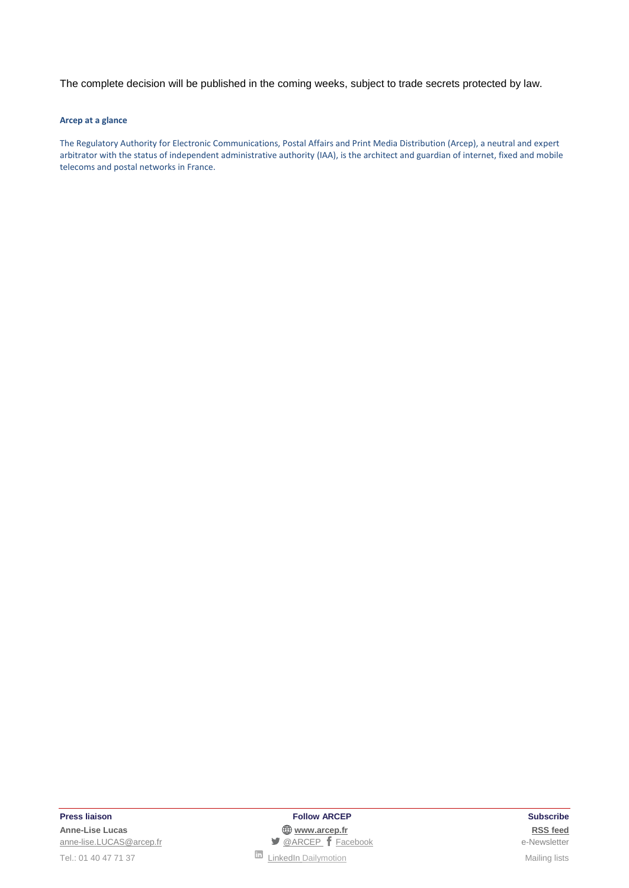The complete decision will be published in the coming weeks, subject to trade secrets protected by law.

**Arcep at a glance**

The Regulatory Authority for Electronic Communications, Postal Affairs and Print Media Distribution (Arcep), a neutral and expert arbitrator with the status of independent administrative authority (IAA), is the architect and guardian of internet, fixed and mobile telecoms and postal networks in France.

**Press liaison**
**Anne-Lise Lucas**
anne-lise.LUCAS@arcep.fr
Tel.: 01 40 47 71 37

**Follow ARCEP**
**www.arcep.fr**
@ARCEP Facebook
LinkedIn Dailymotion

**Subscribe**
**RSS feed**
e-Newsletter
Mailing lists